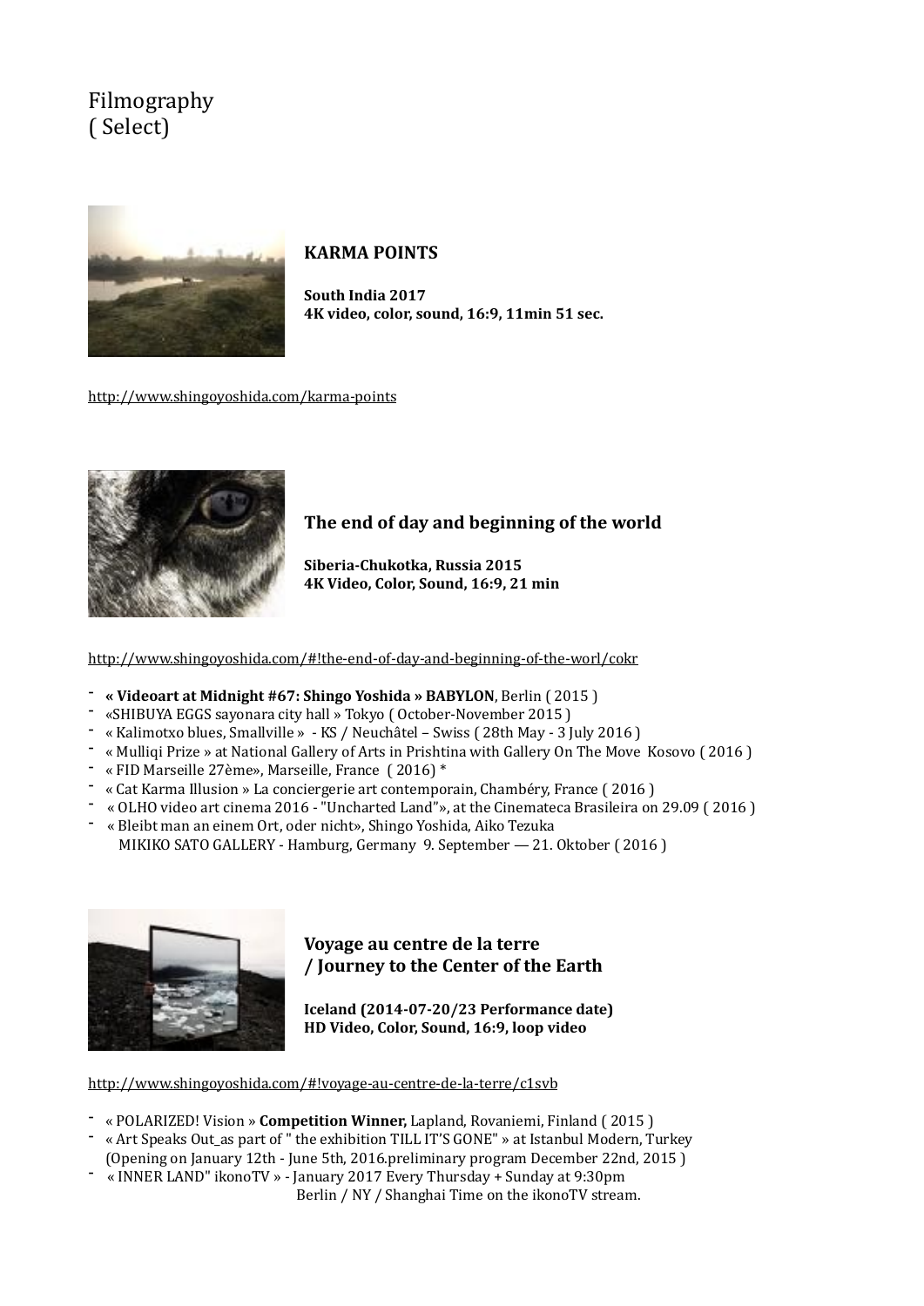# Filmography
( Select)

## KARMA POINTS

**South India 2017**
**4K video, color, sound, 16:9, 11min 51 sec.**

http://www.shingoyoshida.com/karma-points

## The end of day and beginning of the world

**Siberia-Chukotka, Russia 2015**
**4K Video, Color, Sound, 16:9, 21 min**

http://www.shingoyoshida.com/#!the-end-of-day-and-beginning-of-the-worl/cokr

- **« Videoart at Midnight #67: Shingo Yoshida » BABYLON**, Berlin ( 2015 )
- «SHIBUYA EGGS sayonara city hall » Tokyo ( October-November 2015 )
- « Kalimotxo blues, Smallville » - KS / Neuchâtel – Swiss ( 28th May - 3 July 2016 )
- « Mulliqi Prize » at National Gallery of Arts in Prishtina with Gallery On The Move Kosovo ( 2016 )
- « FID Marseille 27ème», Marseille, France ( 2016) *
- « Cat Karma Illusion » La conciergerie art contemporain, Chambéry, France ( 2016 )
- « OLHO video art cinema 2016 - "Uncharted Land"», at the Cinemateca Brasileira on 29.09 ( 2016 )
- « Bleibt man an einem Ort, oder nicht», Shingo Yoshida, Aiko Tezuka
  MIKIKO SATO GALLERY - Hamburg, Germany 9. September — 21. Oktober ( 2016 )

## Voyage au centre de la terre / Journey to the Center of the Earth

**Iceland (2014-07-20/23 Performance date)**
**HD Video, Color, Sound, 16:9, loop video**

http://www.shingoyoshida.com/#!voyage-au-centre-de-la-terre/c1svb

- « POLARIZED! Vision » **Competition Winner,** Lapland, Rovaniemi, Finland ( 2015 )
- « Art Speaks Out_as part of " the exhibition TILL IT'S GONE" » at Istanbul Modern, Turkey
  (Opening on January 12th - June 5th, 2016.preliminary program December 22nd, 2015 )
- « INNER LAND" ikonoTV » - January 2017 Every Thursday + Sunday at 9:30pm
  Berlin / NY / Shanghai Time on the ikonoTV stream.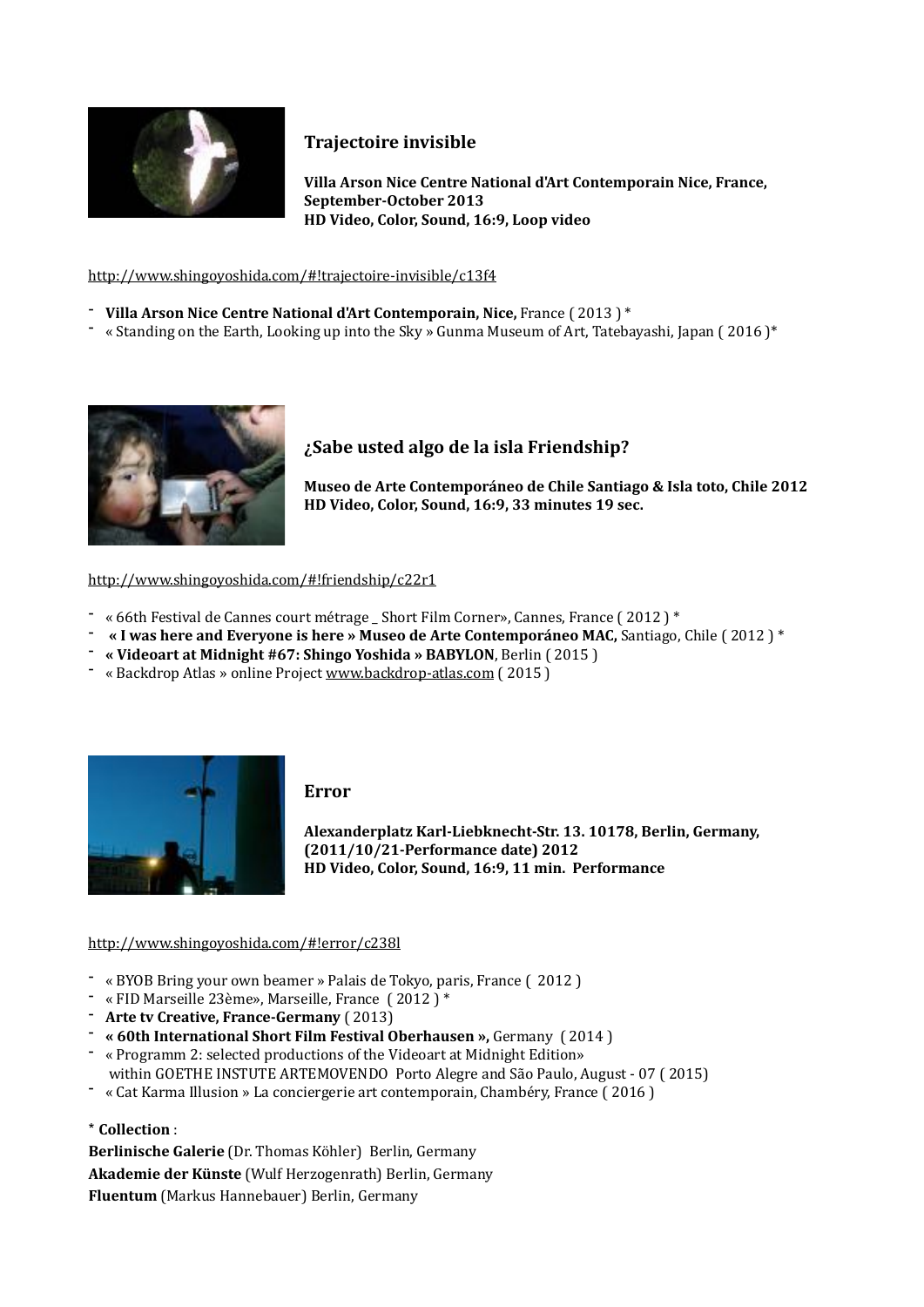### Trajectoire invisible

**Villa Arson Nice Centre National d'Art Contemporain Nice, France, September-October 2013**
**HD Video, Color, Sound, 16:9, Loop video**

http://www.shingoyoshida.com/#!trajectoire-invisible/c13f4

- **Villa Arson Nice Centre National d'Art Contemporain, Nice,** France ( 2013 ) *
- « Standing on the Earth, Looking up into the Sky » Gunma Museum of Art, Tatebayashi, Japan ( 2016 )*

### ¿Sabe usted algo de la isla Friendship?

**Museo de Arte Contemporáneo de Chile Santiago & Isla toto, Chile 2012**
**HD Video, Color, Sound, 16:9, 33 minutes 19 sec.**

http://www.shingoyoshida.com/#!friendship/c22r1

- « 66th Festival de Cannes court métrage _ Short Film Corner», Cannes, France ( 2012 ) *
- **« I was here and Everyone is here » Museo de Arte Contemporáneo MAC,** Santiago, Chile ( 2012 ) *
- **« Videoart at Midnight #67: Shingo Yoshida » BABYLON**, Berlin ( 2015 )
- « Backdrop Atlas » online Project www.backdrop-atlas.com ( 2015 )

### Error

**Alexanderplatz Karl-Liebknecht-Str. 13. 10178, Berlin, Germany, (2011/10/21-Performance date) 2012**
**HD Video, Color, Sound, 16:9, 11 min. Performance**

http://www.shingoyoshida.com/#!error/c238l

- « BYOB Bring your own beamer » Palais de Tokyo, paris, France ( 2012 )
- « FID Marseille 23ème», Marseille, France ( 2012 ) *
- **Arte tv Creative, France-Germany** ( 2013)
- **« 60th International Short Film Festival Oberhausen »,** Germany ( 2014 )
- « Programm 2: selected productions of the Videoart at Midnight Edition» within GOETHE INSTUTE ARTEMOVENDO Porto Alegre and São Paulo, August - 07 ( 2015)
- « Cat Karma Illusion » La conciergerie art contemporain, Chambéry, France ( 2016 )

**\* Collection** :

**Berlinische Galerie** (Dr. Thomas Köhler) Berlin, Germany
**Akademie der Künste** (Wulf Herzogenrath) Berlin, Germany
**Fluentum** (Markus Hannebauer) Berlin, Germany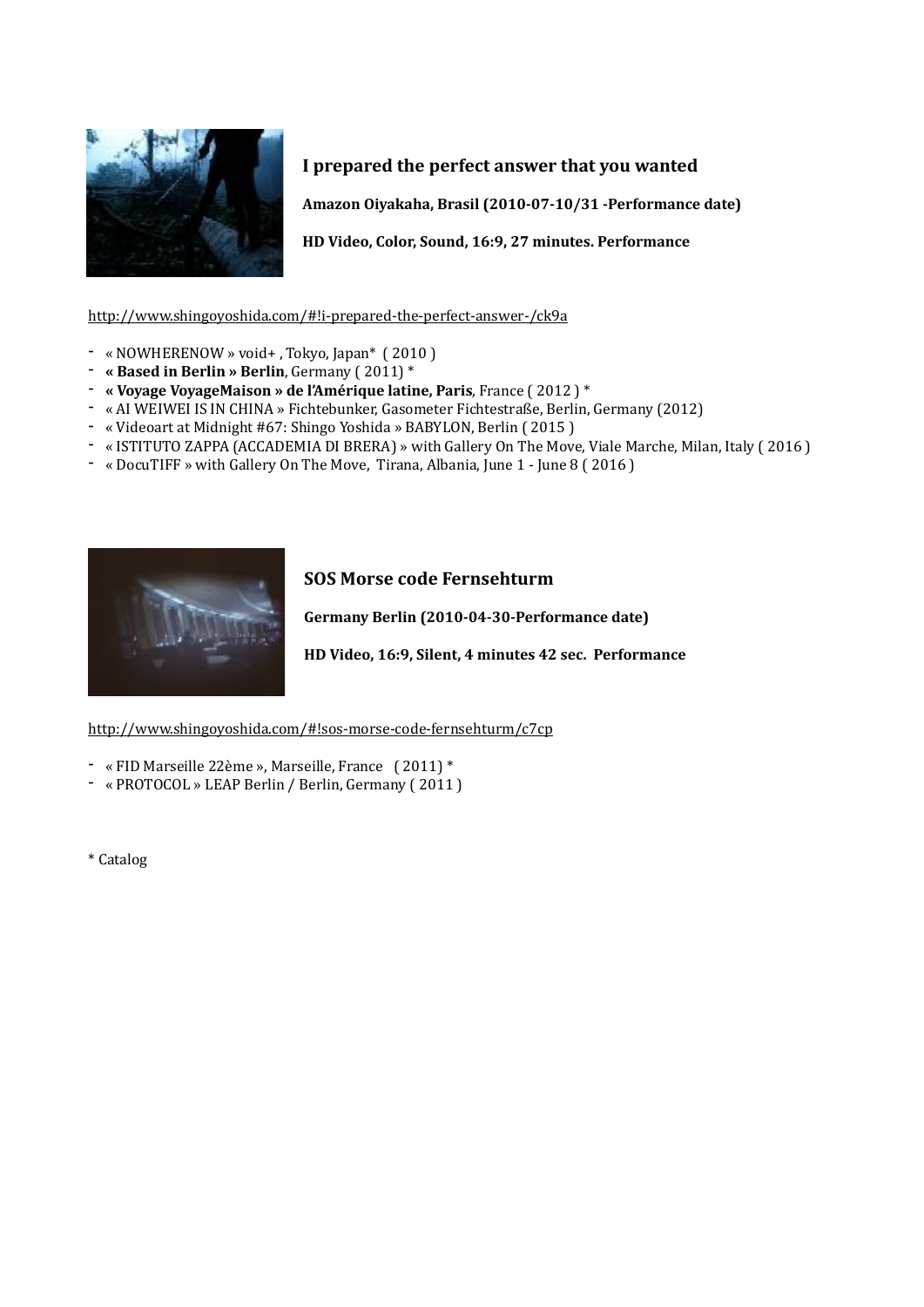**I prepared the perfect answer that you wanted**

**Amazon Oiyakaha, Brasil (2010-07-10/31 -Performance date)**

**HD Video, Color, Sound, 16:9, 27 minutes. Performance**

http://www.shingoyoshida.com/#!i-prepared-the-perfect-answer-/ck9a

- « NOWHERENOW » void+ , Tokyo, Japan* ( 2010 )
- **« Based in Berlin » Berlin**, Germany ( 2011) *
- **« Voyage VoyageMaison » de l'Amérique latine, Paris**, France ( 2012 ) *
- « AI WEIWEI IS IN CHINA » Fichtebunker, Gasometer Fichtestraße, Berlin, Germany (2012)
- « Videoart at Midnight #67: Shingo Yoshida » BABYLON, Berlin ( 2015 )
- « ISTITUTO ZAPPA (ACCADEMIA DI BRERA) » with Gallery On The Move, Viale Marche, Milan, Italy ( 2016 )
- « DocuTIFF » with Gallery On The Move, Tirana, Albania, June 1 - June 8 ( 2016 )

**SOS Morse code Fernsehturm**

**Germany Berlin (2010-04-30-Performance date)**

**HD Video, 16:9, Silent, 4 minutes 42 sec. Performance**

http://www.shingoyoshida.com/#!sos-morse-code-fernsehturm/c7cp

- « FID Marseille 22ème », Marseille, France ( 2011) *
- « PROTOCOL » LEAP Berlin / Berlin, Germany ( 2011 )

* Catalog